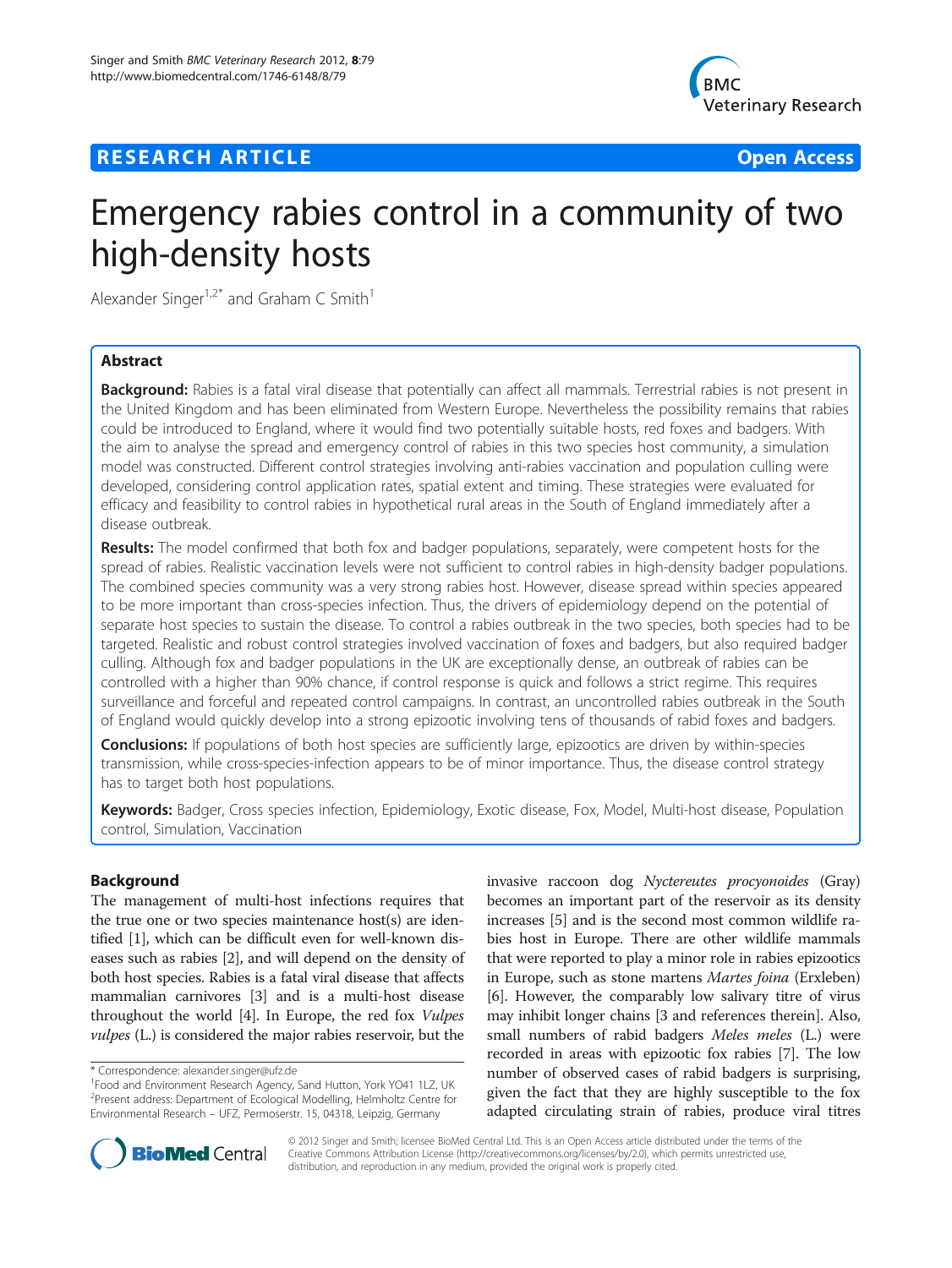RESEARCH ARTICLE Open Access

# Emergency rabies control in a community of two high-density hosts

Alexander Singer[1,2*] and Graham C Smith[1]

## Abstract

**Background:** Rabies is a fatal viral disease that potentially can affect all mammals. Terrestrial rabies is not present in the United Kingdom and has been eliminated from Western Europe. Nevertheless the possibility remains that rabies could be introduced to England, where it would find two potentially suitable hosts, red foxes and badgers. With the aim to analyse the spread and emergency control of rabies in this two species host community, a simulation model was constructed. Different control strategies involving anti-rabies vaccination and population culling were developed, considering control application rates, spatial extent and timing. These strategies were evaluated for efficacy and feasibility to control rabies in hypothetical rural areas in the South of England immediately after a disease outbreak.

**Results:** The model confirmed that both fox and badger populations, separately, were competent hosts for the spread of rabies. Realistic vaccination levels were not sufficient to control rabies in high-density badger populations. The combined species community was a very strong rabies host. However, disease spread within species appeared to be more important than cross-species infection. Thus, the drivers of epidemiology depend on the potential of separate host species to sustain the disease. To control a rabies outbreak in the two species, both species had to be targeted. Realistic and robust control strategies involved vaccination of foxes and badgers, but also required badger culling. Although fox and badger populations in the UK are exceptionally dense, an outbreak of rabies can be controlled with a higher than 90% chance, if control response is quick and follows a strict regime. This requires surveillance and forceful and repeated control campaigns. In contrast, an uncontrolled rabies outbreak in the South of England would quickly develop into a strong epizootic involving tens of thousands of rabid foxes and badgers.

**Conclusions:** If populations of both host species are sufficiently large, epizootics are driven by within-species transmission, while cross-species-infection appears to be of minor importance. Thus, the disease control strategy has to target both host populations.

**Keywords:** Badger, Cross species infection, Epidemiology, Exotic disease, Fox, Model, Multi-host disease, Population control, Simulation, Vaccination

## Background

The management of multi-host infections requires that the true one or two species maintenance host(s) are identified [1], which can be difficult even for well-known diseases such as rabies [2], and will depend on the density of both host species. Rabies is a fatal viral disease that affects mammalian carnivores [3] and is a multi-host disease throughout the world [4]. In Europe, the red fox *Vulpes vulpes* (L.) is considered the major rabies reservoir, but the invasive raccoon dog *Nyctereutes procyonoides* (Gray) becomes an important part of the reservoir as its density increases [5] and is the second most common wildlife rabies host in Europe. There are other wildlife mammals that were reported to play a minor role in rabies epizootics in Europe, such as stone martens *Martes foina* (Erxleben) [6]. However, the comparably low salivary titre of virus may inhibit longer chains [3 and references therein]. Also, small numbers of rabid badgers *Meles meles* (L.) were recorded in areas with epizootic fox rabies [7]. The low number of observed cases of rabid badgers is surprising, given the fact that they are highly susceptible to the fox adapted circulating strain of rabies, produce viral titres

\* Correspondence: alexander.singer@ufz.de
[1]Food and Environment Research Agency, Sand Hutton, York YO41 1LZ, UK
[2]Present address: Department of Ecological Modelling, Helmholtz Centre for Environmental Research – UFZ, Permoserstr. 15, 04318, Leipzig, Germany

© 2012 Singer and Smith; licensee BioMed Central Ltd. This is an Open Access article distributed under the terms of the Creative Commons Attribution License (http://creativecommons.org/licenses/by/2.0), which permits unrestricted use, distribution, and reproduction in any medium, provided the original work is properly cited.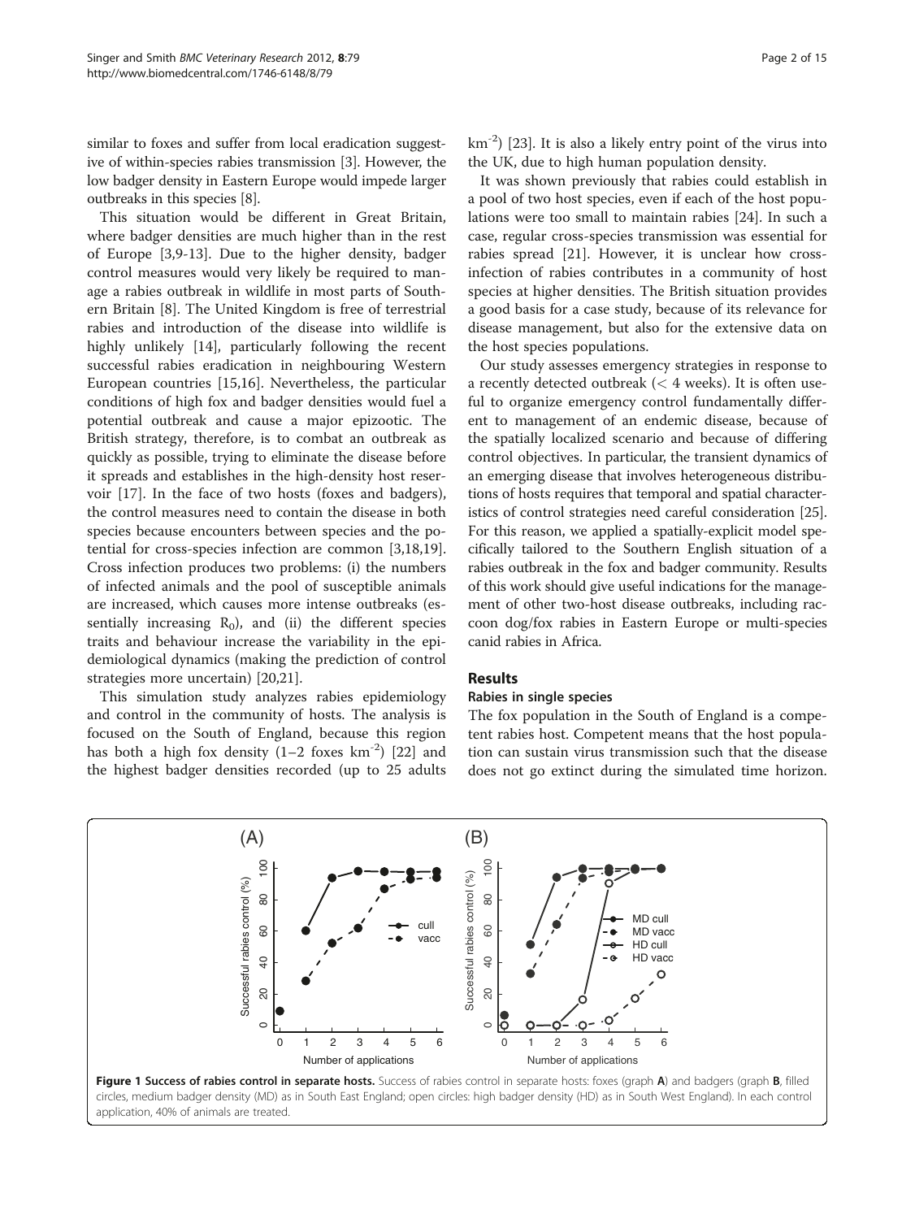similar to foxes and suffer from local eradication suggestive of within-species rabies transmission [3]. However, the low badger density in Eastern Europe would impede larger outbreaks in this species [8].

This situation would be different in Great Britain, where badger densities are much higher than in the rest of Europe [3,9-13]. Due to the higher density, badger control measures would very likely be required to manage a rabies outbreak in wildlife in most parts of Southern Britain [8]. The United Kingdom is free of terrestrial rabies and introduction of the disease into wildlife is highly unlikely [14], particularly following the recent successful rabies eradication in neighbouring Western European countries [15,16]. Nevertheless, the particular conditions of high fox and badger densities would fuel a potential outbreak and cause a major epizootic. The British strategy, therefore, is to combat an outbreak as quickly as possible, trying to eliminate the disease before it spreads and establishes in the high-density host reservoir [17]. In the face of two hosts (foxes and badgers), the control measures need to contain the disease in both species because encounters between species and the potential for cross-species infection are common [3,18,19]. Cross infection produces two problems: (i) the numbers of infected animals and the pool of susceptible animals are increased, which causes more intense outbreaks (essentially increasing $R_0$), and (ii) the different species traits and behaviour increase the variability in the epidemiological dynamics (making the prediction of control strategies more uncertain) [20,21].

This simulation study analyzes rabies epidemiology and control in the community of hosts. The analysis is focused on the South of England, because this region has both a high fox density (1–2 foxes $km^{-2}$) [22] and the highest badger densities recorded (up to 25 adults $km^{-2}$) [23]. It is also a likely entry point of the virus into the UK, due to high human population density.

It was shown previously that rabies could establish in a pool of two host species, even if each of the host populations were too small to maintain rabies [24]. In such a case, regular cross-species transmission was essential for rabies spread [21]. However, it is unclear how cross-infection of rabies contributes in a community of host species at higher densities. The British situation provides a good basis for a case study, because of its relevance for disease management, but also for the extensive data on the host species populations.

Our study assesses emergency strategies in response to a recently detected outbreak (< 4 weeks). It is often useful to organize emergency control fundamentally different to management of an endemic disease, because of the spatially localized scenario and because of differing control objectives. In particular, the transient dynamics of an emerging disease that involves heterogeneous distributions of hosts requires that temporal and spatial characteristics of control strategies need careful consideration [25]. For this reason, we applied a spatially-explicit model specifically tailored to the Southern English situation of a rabies outbreak in the fox and badger community. Results of this work should give useful indications for the management of other two-host disease outbreaks, including raccoon dog/fox rabies in Eastern Europe or multi-species canid rabies in Africa.

## Results

### Rabies in single species

The fox population in the South of England is a competent rabies host. Competent means that the host population can sustain virus transmission such that the disease does not go extinct during the simulated time horizon.

**Figure 1 Success of rabies control in separate hosts.** Success of rabies control in separate hosts: foxes (graph **A**) and badgers (graph **B**, filled circles, medium badger density (MD) as in South East England; open circles: high badger density (HD) as in South West England). In each control application, 40% of animals are treated.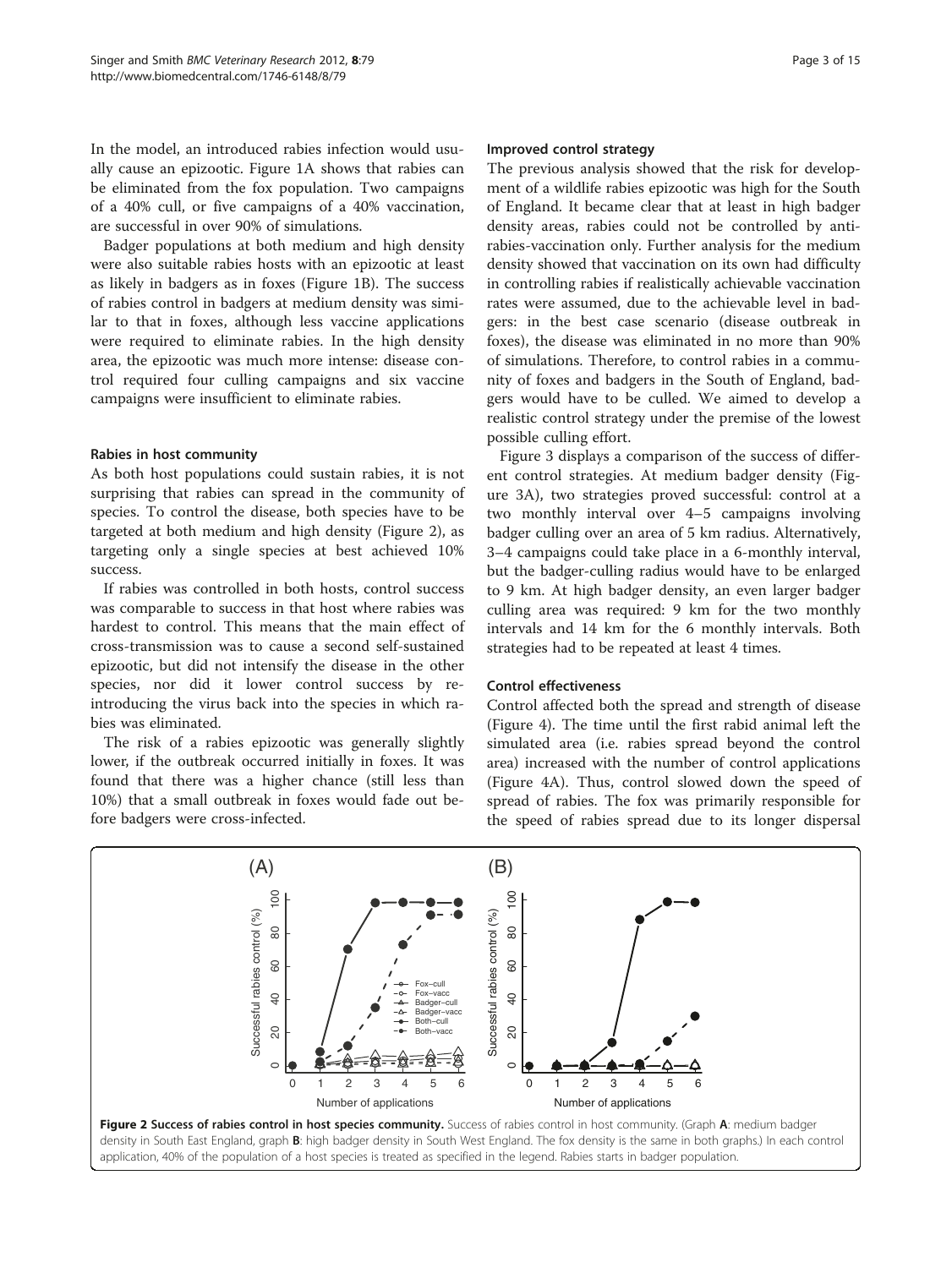In the model, an introduced rabies infection would usually cause an epizootic. Figure 1A shows that rabies can be eliminated from the fox population. Two campaigns of a 40% cull, or five campaigns of a 40% vaccination, are successful in over 90% of simulations.

Badger populations at both medium and high density were also suitable rabies hosts with an epizootic at least as likely in badgers as in foxes (Figure 1B). The success of rabies control in badgers at medium density was similar to that in foxes, although less vaccine applications were required to eliminate rabies. In the high density area, the epizootic was much more intense: disease control required four culling campaigns and six vaccine campaigns were insufficient to eliminate rabies.

#### Rabies in host community

As both host populations could sustain rabies, it is not surprising that rabies can spread in the community of species. To control the disease, both species have to be targeted at both medium and high density (Figure 2), as targeting only a single species at best achieved 10% success.

If rabies was controlled in both hosts, control success was comparable to success in that host where rabies was hardest to control. This means that the main effect of cross-transmission was to cause a second self-sustained epizootic, but did not intensify the disease in the other species, nor did it lower control success by reintroducing the virus back into the species in which rabies was eliminated.

The risk of a rabies epizootic was generally slightly lower, if the outbreak occurred initially in foxes. It was found that there was a higher chance (still less than 10%) that a small outbreak in foxes would fade out before badgers were cross-infected.

#### Improved control strategy

The previous analysis showed that the risk for development of a wildlife rabies epizootic was high for the South of England. It became clear that at least in high badger density areas, rabies could not be controlled by anti-rabies-vaccination only. Further analysis for the medium density showed that vaccination on its own had difficulty in controlling rabies if realistically achievable vaccination rates were assumed, due to the achievable level in badgers: in the best case scenario (disease outbreak in foxes), the disease was eliminated in no more than 90% of simulations. Therefore, to control rabies in a community of foxes and badgers in the South of England, badgers would have to be culled. We aimed to develop a realistic control strategy under the premise of the lowest possible culling effort.

Figure 3 displays a comparison of the success of different control strategies. At medium badger density (Figure 3A), two strategies proved successful: control at a two monthly interval over 4–5 campaigns involving badger culling over an area of 5 km radius. Alternatively, 3–4 campaigns could take place in a 6-monthly interval, but the badger-culling radius would have to be enlarged to 9 km. At high badger density, an even larger badger culling area was required: 9 km for the two monthly intervals and 14 km for the 6 monthly intervals. Both strategies had to be repeated at least 4 times.

#### Control effectiveness

Control affected both the spread and strength of disease (Figure 4). The time until the first rabid animal left the simulated area (i.e. rabies spread beyond the control area) increased with the number of control applications (Figure 4A). Thus, control slowed down the speed of spread of rabies. The fox was primarily responsible for the speed of rabies spread due to its longer dispersal

**Figure 2 Success of rabies control in host species community.** Success of rabies control in host community. (Graph **A**: medium badger density in South East England, graph **B**: high badger density in South West England. The fox density is the same in both graphs.) In each control application, 40% of the population of a host species is treated as specified in the legend. Rabies starts in badger population.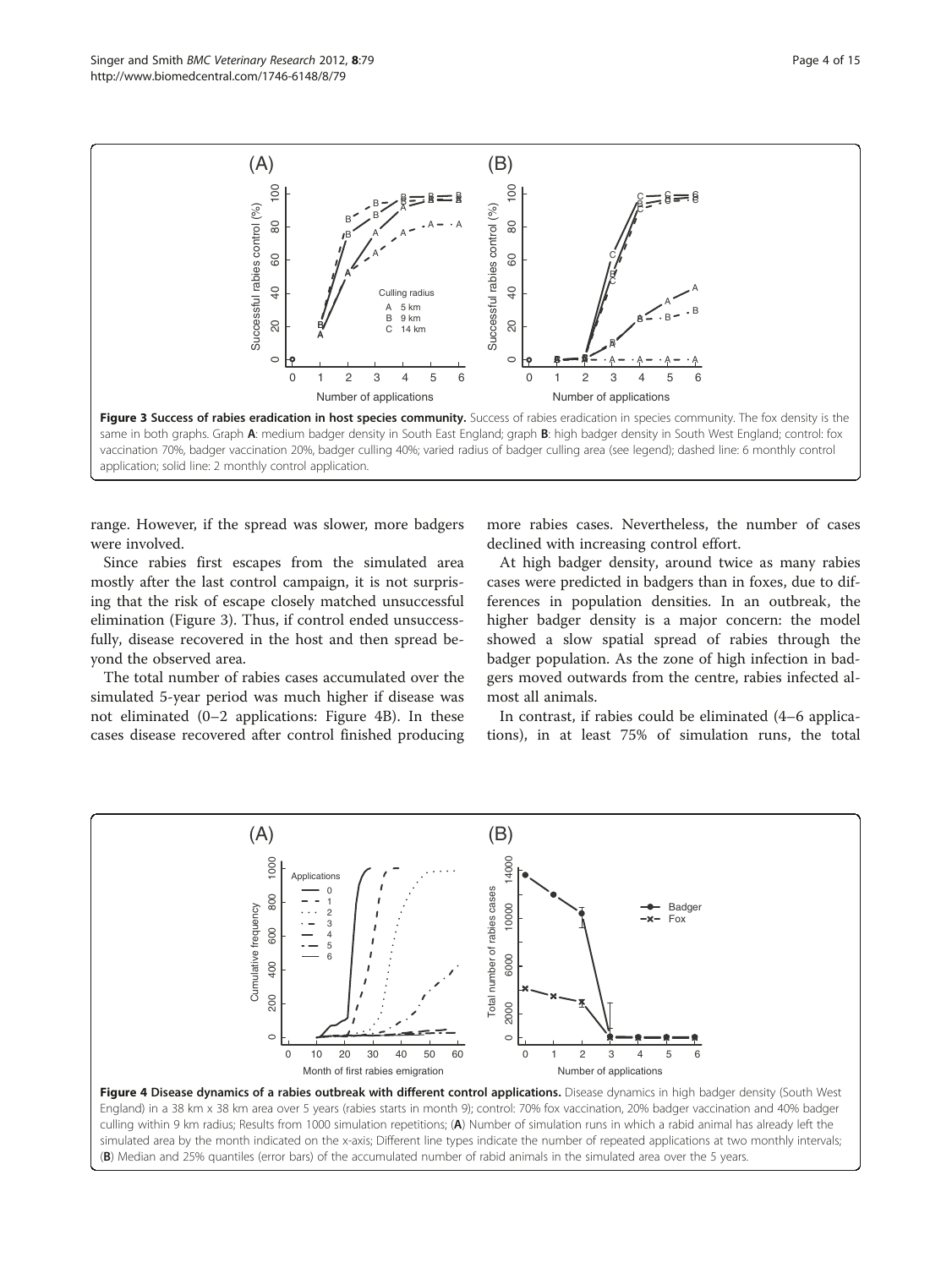**Figure 3 Success of rabies eradication in host species community.** Success of rabies eradication in species community. The fox density is the same in both graphs. Graph **A**: medium badger density in South East England; graph **B**: high badger density in South West England; control: fox vaccination 70%, badger vaccination 20%, badger culling 40%; varied radius of badger culling area (see legend); dashed line: 6 monthly control application; solid line: 2 monthly control application.

range. However, if the spread was slower, more badgers were involved.

Since rabies first escapes from the simulated area mostly after the last control campaign, it is not surprising that the risk of escape closely matched unsuccessful elimination (Figure 3). Thus, if control ended unsuccessfully, disease recovered in the host and then spread beyond the observed area.

The total number of rabies cases accumulated over the simulated 5-year period was much higher if disease was not eliminated (0–2 applications: Figure 4B). In these cases disease recovered after control finished producing more rabies cases. Nevertheless, the number of cases declined with increasing control effort.

At high badger density, around twice as many rabies cases were predicted in badgers than in foxes, due to differences in population densities. In an outbreak, the higher badger density is a major concern: the model showed a slow spatial spread of rabies through the badger population. As the zone of high infection in badgers moved outwards from the centre, rabies infected almost all animals.

In contrast, if rabies could be eliminated (4–6 applications), in at least 75% of simulation runs, the total

**Figure 4 Disease dynamics of a rabies outbreak with different control applications.** Disease dynamics in high badger density (South West England) in a 38 km x 38 km area over 5 years (rabies starts in month 9); control: 70% fox vaccination, 20% badger vaccination and 40% badger culling within 9 km radius; Results from 1000 simulation repetitions; (**A**) Number of simulation runs in which a rabid animal has already left the simulated area by the month indicated on the x-axis; Different line types indicate the number of repeated applications at two monthly intervals; (**B**) Median and 25% quantiles (error bars) of the accumulated number of rabid animals in the simulated area over the 5 years.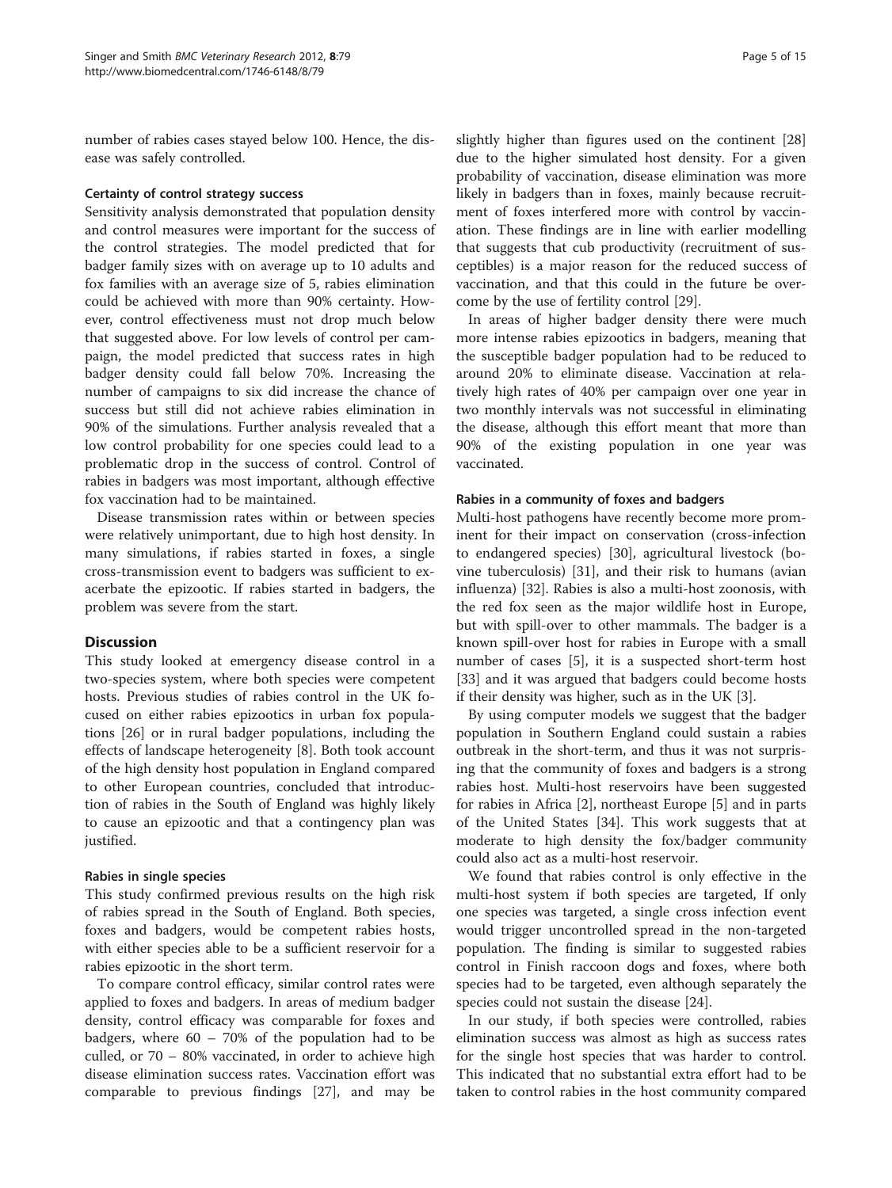number of rabies cases stayed below 100. Hence, the disease was safely controlled.

#### Certainty of control strategy success

Sensitivity analysis demonstrated that population density and control measures were important for the success of the control strategies. The model predicted that for badger family sizes with on average up to 10 adults and fox families with an average size of 5, rabies elimination could be achieved with more than 90% certainty. However, control effectiveness must not drop much below that suggested above. For low levels of control per campaign, the model predicted that success rates in high badger density could fall below 70%. Increasing the number of campaigns to six did increase the chance of success but still did not achieve rabies elimination in 90% of the simulations. Further analysis revealed that a low control probability for one species could lead to a problematic drop in the success of control. Control of rabies in badgers was most important, although effective fox vaccination had to be maintained.

Disease transmission rates within or between species were relatively unimportant, due to high host density. In many simulations, if rabies started in foxes, a single cross-transmission event to badgers was sufficient to exacerbate the epizootic. If rabies started in badgers, the problem was severe from the start.

## Discussion

This study looked at emergency disease control in a two-species system, where both species were competent hosts. Previous studies of rabies control in the UK focused on either rabies epizootics in urban fox populations [26] or in rural badger populations, including the effects of landscape heterogeneity [8]. Both took account of the high density host population in England compared to other European countries, concluded that introduction of rabies in the South of England was highly likely to cause an epizootic and that a contingency plan was justified.

#### Rabies in single species

This study confirmed previous results on the high risk of rabies spread in the South of England. Both species, foxes and badgers, would be competent rabies hosts, with either species able to be a sufficient reservoir for a rabies epizootic in the short term.

To compare control efficacy, similar control rates were applied to foxes and badgers. In areas of medium badger density, control efficacy was comparable for foxes and badgers, where 60 – 70% of the population had to be culled, or 70 – 80% vaccinated, in order to achieve high disease elimination success rates. Vaccination effort was comparable to previous findings [27], and may be slightly higher than figures used on the continent [28] due to the higher simulated host density. For a given probability of vaccination, disease elimination was more likely in badgers than in foxes, mainly because recruitment of foxes interfered more with control by vaccination. These findings are in line with earlier modelling that suggests that cub productivity (recruitment of susceptibles) is a major reason for the reduced success of vaccination, and that this could in the future be overcome by the use of fertility control [29].

In areas of higher badger density there were much more intense rabies epizootics in badgers, meaning that the susceptible badger population had to be reduced to around 20% to eliminate disease. Vaccination at relatively high rates of 40% per campaign over one year in two monthly intervals was not successful in eliminating the disease, although this effort meant that more than 90% of the existing population in one year was vaccinated.

#### Rabies in a community of foxes and badgers

Multi-host pathogens have recently become more prominent for their impact on conservation (cross-infection to endangered species) [30], agricultural livestock (bovine tuberculosis) [31], and their risk to humans (avian influenza) [32]. Rabies is also a multi-host zoonosis, with the red fox seen as the major wildlife host in Europe, but with spill-over to other mammals. The badger is a known spill-over host for rabies in Europe with a small number of cases [5], it is a suspected short-term host [33] and it was argued that badgers could become hosts if their density was higher, such as in the UK [3].

By using computer models we suggest that the badger population in Southern England could sustain a rabies outbreak in the short-term, and thus it was not surprising that the community of foxes and badgers is a strong rabies host. Multi-host reservoirs have been suggested for rabies in Africa [2], northeast Europe [5] and in parts of the United States [34]. This work suggests that at moderate to high density the fox/badger community could also act as a multi-host reservoir.

We found that rabies control is only effective in the multi-host system if both species are targeted, If only one species was targeted, a single cross infection event would trigger uncontrolled spread in the non-targeted population. The finding is similar to suggested rabies control in Finish raccoon dogs and foxes, where both species had to be targeted, even although separately the species could not sustain the disease [24].

In our study, if both species were controlled, rabies elimination success was almost as high as success rates for the single host species that was harder to control. This indicated that no substantial extra effort had to be taken to control rabies in the host community compared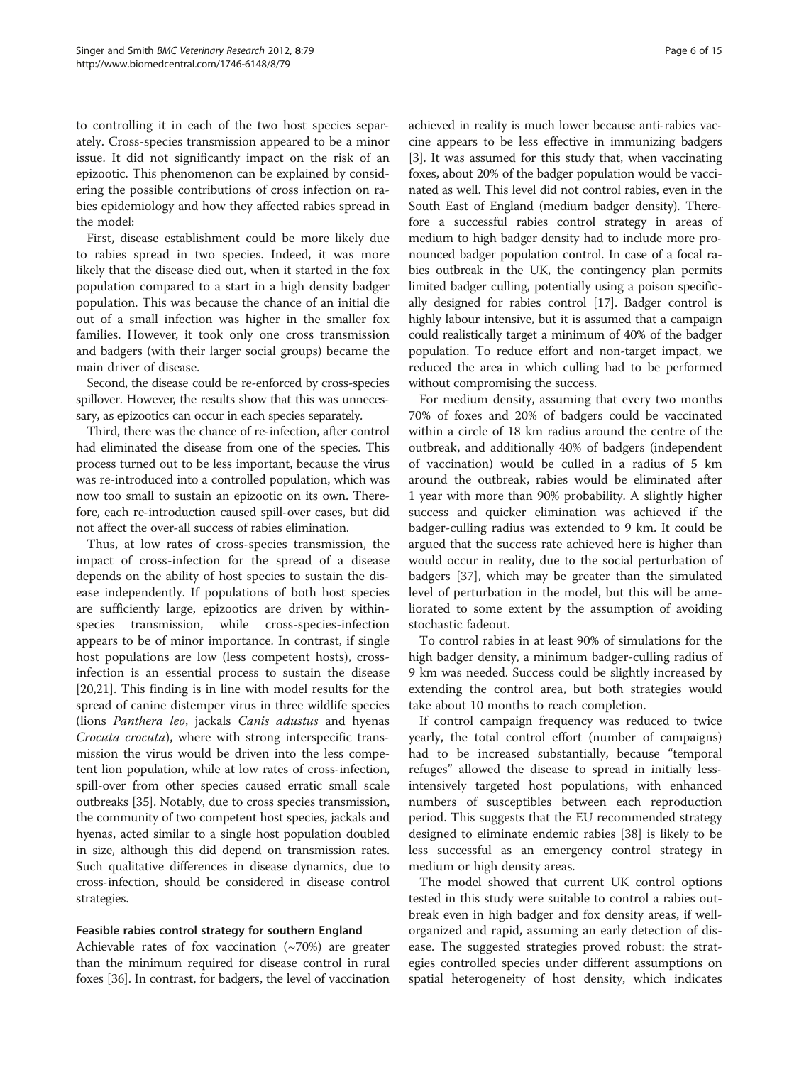to controlling it in each of the two host species separately. Cross-species transmission appeared to be a minor issue. It did not significantly impact on the risk of an epizootic. This phenomenon can be explained by considering the possible contributions of cross infection on rabies epidemiology and how they affected rabies spread in the model:

First, disease establishment could be more likely due to rabies spread in two species. Indeed, it was more likely that the disease died out, when it started in the fox population compared to a start in a high density badger population. This was because the chance of an initial die out of a small infection was higher in the smaller fox families. However, it took only one cross transmission and badgers (with their larger social groups) became the main driver of disease.

Second, the disease could be re-enforced by cross-species spillover. However, the results show that this was unnecessary, as epizootics can occur in each species separately.

Third, there was the chance of re-infection, after control had eliminated the disease from one of the species. This process turned out to be less important, because the virus was re-introduced into a controlled population, which was now too small to sustain an epizootic on its own. Therefore, each re-introduction caused spill-over cases, but did not affect the over-all success of rabies elimination.

Thus, at low rates of cross-species transmission, the impact of cross-infection for the spread of a disease depends on the ability of host species to sustain the disease independently. If populations of both host species are sufficiently large, epizootics are driven by within-species transmission, while cross-species-infection appears to be of minor importance. In contrast, if single host populations are low (less competent hosts), cross-infection is an essential process to sustain the disease [20,21]. This finding is in line with model results for the spread of canine distemper virus in three wildlife species (lions *Panthera leo*, jackals *Canis adustus* and hyenas *Crocuta crocuta*), where with strong interspecific transmission the virus would be driven into the less competent lion population, while at low rates of cross-infection, spill-over from other species caused erratic small scale outbreaks [35]. Notably, due to cross species transmission, the community of two competent host species, jackals and hyenas, acted similar to a single host population doubled in size, although this did depend on transmission rates. Such qualitative differences in disease dynamics, due to cross-infection, should be considered in disease control strategies.

### Feasible rabies control strategy for southern England

Achievable rates of fox vaccination (~70%) are greater than the minimum required for disease control in rural foxes [36]. In contrast, for badgers, the level of vaccination achieved in reality is much lower because anti-rabies vaccine appears to be less effective in immunizing badgers [3]. It was assumed for this study that, when vaccinating foxes, about 20% of the badger population would be vaccinated as well. This level did not control rabies, even in the South East of England (medium badger density). Therefore a successful rabies control strategy in areas of medium to high badger density had to include more pronounced badger population control. In case of a focal rabies outbreak in the UK, the contingency plan permits limited badger culling, potentially using a poison specifically designed for rabies control [17]. Badger control is highly labour intensive, but it is assumed that a campaign could realistically target a minimum of 40% of the badger population. To reduce effort and non-target impact, we reduced the area in which culling had to be performed without compromising the success.

For medium density, assuming that every two months 70% of foxes and 20% of badgers could be vaccinated within a circle of 18 km radius around the centre of the outbreak, and additionally 40% of badgers (independent of vaccination) would be culled in a radius of 5 km around the outbreak, rabies would be eliminated after 1 year with more than 90% probability. A slightly higher success and quicker elimination was achieved if the badger-culling radius was extended to 9 km. It could be argued that the success rate achieved here is higher than would occur in reality, due to the social perturbation of badgers [37], which may be greater than the simulated level of perturbation in the model, but this will be ameliorated to some extent by the assumption of avoiding stochastic fadeout.

To control rabies in at least 90% of simulations for the high badger density, a minimum badger-culling radius of 9 km was needed. Success could be slightly increased by extending the control area, but both strategies would take about 10 months to reach completion.

If control campaign frequency was reduced to twice yearly, the total control effort (number of campaigns) had to be increased substantially, because "temporal refuges" allowed the disease to spread in initially less-intensively targeted host populations, with enhanced numbers of susceptibles between each reproduction period. This suggests that the EU recommended strategy designed to eliminate endemic rabies [38] is likely to be less successful as an emergency control strategy in medium or high density areas.

The model showed that current UK control options tested in this study were suitable to control a rabies outbreak even in high badger and fox density areas, if well-organized and rapid, assuming an early detection of disease. The suggested strategies proved robust: the strategies controlled species under different assumptions on spatial heterogeneity of host density, which indicates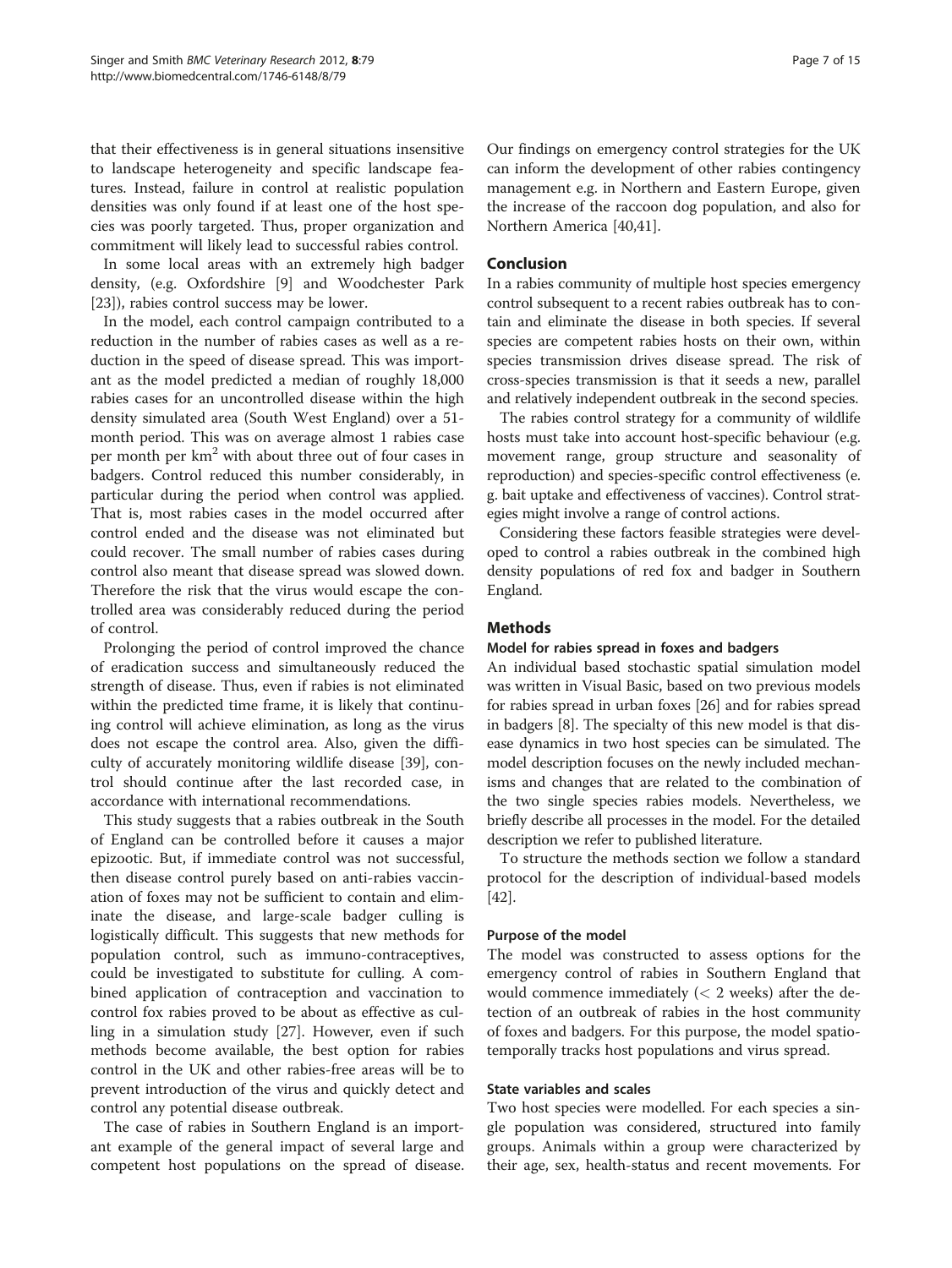that their effectiveness is in general situations insensitive to landscape heterogeneity and specific landscape features. Instead, failure in control at realistic population densities was only found if at least one of the host species was poorly targeted. Thus, proper organization and commitment will likely lead to successful rabies control.

In some local areas with an extremely high badger density, (e.g. Oxfordshire [9] and Woodchester Park [23]), rabies control success may be lower.

In the model, each control campaign contributed to a reduction in the number of rabies cases as well as a reduction in the speed of disease spread. This was important as the model predicted a median of roughly 18,000 rabies cases for an uncontrolled disease within the high density simulated area (South West England) over a 51-month period. This was on average almost 1 rabies case per month per km$^2$ with about three out of four cases in badgers. Control reduced this number considerably, in particular during the period when control was applied. That is, most rabies cases in the model occurred after control ended and the disease was not eliminated but could recover. The small number of rabies cases during control also meant that disease spread was slowed down. Therefore the risk that the virus would escape the controlled area was considerably reduced during the period of control.

Prolonging the period of control improved the chance of eradication success and simultaneously reduced the strength of disease. Thus, even if rabies is not eliminated within the predicted time frame, it is likely that continuing control will achieve elimination, as long as the virus does not escape the control area. Also, given the difficulty of accurately monitoring wildlife disease [39], control should continue after the last recorded case, in accordance with international recommendations.

This study suggests that a rabies outbreak in the South of England can be controlled before it causes a major epizootic. But, if immediate control was not successful, then disease control purely based on anti-rabies vaccination of foxes may not be sufficient to contain and eliminate the disease, and large-scale badger culling is logistically difficult. This suggests that new methods for population control, such as immuno-contraceptives, could be investigated to substitute for culling. A combined application of contraception and vaccination to control fox rabies proved to be about as effective as culling in a simulation study [27]. However, even if such methods become available, the best option for rabies control in the UK and other rabies-free areas will be to prevent introduction of the virus and quickly detect and control any potential disease outbreak.

The case of rabies in Southern England is an important example of the general impact of several large and competent host populations on the spread of disease. Our findings on emergency control strategies for the UK can inform the development of other rabies contingency management e.g. in Northern and Eastern Europe, given the increase of the raccoon dog population, and also for Northern America [40,41].

## Conclusion

In a rabies community of multiple host species emergency control subsequent to a recent rabies outbreak has to contain and eliminate the disease in both species. If several species are competent rabies hosts on their own, within species transmission drives disease spread. The risk of cross-species transmission is that it seeds a new, parallel and relatively independent outbreak in the second species.

The rabies control strategy for a community of wildlife hosts must take into account host-specific behaviour (e.g. movement range, group structure and seasonality of reproduction) and species-specific control effectiveness (e.g. bait uptake and effectiveness of vaccines). Control strategies might involve a range of control actions.

Considering these factors feasible strategies were developed to control a rabies outbreak in the combined high density populations of red fox and badger in Southern England.

## Methods

### Model for rabies spread in foxes and badgers

An individual based stochastic spatial simulation model was written in Visual Basic, based on two previous models for rabies spread in urban foxes [26] and for rabies spread in badgers [8]. The specialty of this new model is that disease dynamics in two host species can be simulated. The model description focuses on the newly included mechanisms and changes that are related to the combination of the two single species rabies models. Nevertheless, we briefly describe all processes in the model. For the detailed description we refer to published literature.

To structure the methods section we follow a standard protocol for the description of individual-based models [42].

#### Purpose of the model

The model was constructed to assess options for the emergency control of rabies in Southern England that would commence immediately (< 2 weeks) after the detection of an outbreak of rabies in the host community of foxes and badgers. For this purpose, the model spatio-temporally tracks host populations and virus spread.

#### State variables and scales

Two host species were modelled. For each species a single population was considered, structured into family groups. Animals within a group were characterized by their age, sex, health-status and recent movements. For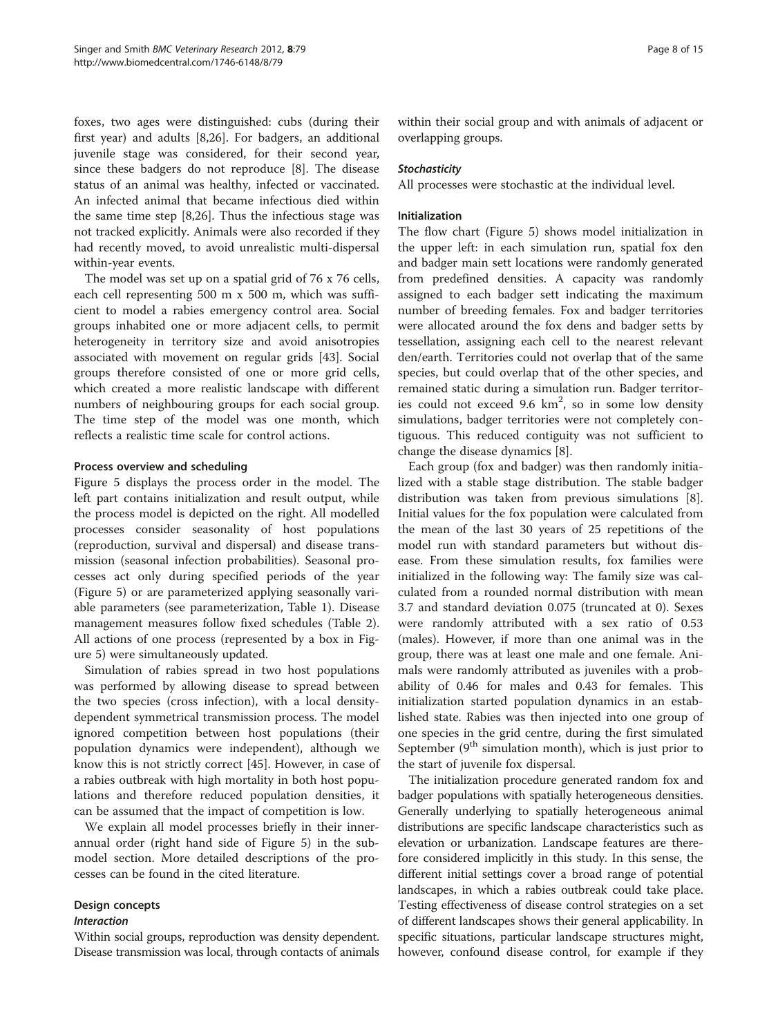foxes, two ages were distinguished: cubs (during their first year) and adults [8,26]. For badgers, an additional juvenile stage was considered, for their second year, since these badgers do not reproduce [8]. The disease status of an animal was healthy, infected or vaccinated. An infected animal that became infectious died within the same time step [8,26]. Thus the infectious stage was not tracked explicitly. Animals were also recorded if they had recently moved, to avoid unrealistic multi-dispersal within-year events.

The model was set up on a spatial grid of 76 x 76 cells, each cell representing 500 m x 500 m, which was sufficient to model a rabies emergency control area. Social groups inhabited one or more adjacent cells, to permit heterogeneity in territory size and avoid anisotropies associated with movement on regular grids [43]. Social groups therefore consisted of one or more grid cells, which created a more realistic landscape with different numbers of neighbouring groups for each social group. The time step of the model was one month, which reflects a realistic time scale for control actions.

#### Process overview and scheduling

Figure 5 displays the process order in the model. The left part contains initialization and result output, while the process model is depicted on the right. All modelled processes consider seasonality of host populations (reproduction, survival and dispersal) and disease transmission (seasonal infection probabilities). Seasonal processes act only during specified periods of the year (Figure 5) or are parameterized applying seasonally variable parameters (see parameterization, Table 1). Disease management measures follow fixed schedules (Table 2). All actions of one process (represented by a box in Figure 5) were simultaneously updated.

Simulation of rabies spread in two host populations was performed by allowing disease to spread between the two species (cross infection), with a local density-dependent symmetrical transmission process. The model ignored competition between host populations (their population dynamics were independent), although we know this is not strictly correct [45]. However, in case of a rabies outbreak with high mortality in both host populations and therefore reduced population densities, it can be assumed that the impact of competition is low.

We explain all model processes briefly in their inner-annual order (right hand side of Figure 5) in the submodel section. More detailed descriptions of the processes can be found in the cited literature.

#### Design concepts

##### *Interaction*

Within social groups, reproduction was density dependent. Disease transmission was local, through contacts of animals within their social group and with animals of adjacent or overlapping groups.

##### *Stochasticity*

All processes were stochastic at the individual level.

#### Initialization

The flow chart (Figure 5) shows model initialization in the upper left: in each simulation run, spatial fox den and badger main sett locations were randomly generated from predefined densities. A capacity was randomly assigned to each badger sett indicating the maximum number of breeding females. Fox and badger territories were allocated around the fox dens and badger setts by tessellation, assigning each cell to the nearest relevant den/earth. Territories could not overlap that of the same species, but could overlap that of the other species, and remained static during a simulation run. Badger territories could not exceed 9.6 $km^2$, so in some low density simulations, badger territories were not completely contiguous. This reduced contiguity was not sufficient to change the disease dynamics [8].

Each group (fox and badger) was then randomly initialized with a stable stage distribution. The stable badger distribution was taken from previous simulations [8]. Initial values for the fox population were calculated from the mean of the last 30 years of 25 repetitions of the model run with standard parameters but without disease. From these simulation results, fox families were initialized in the following way: The family size was calculated from a rounded normal distribution with mean 3.7 and standard deviation 0.075 (truncated at 0). Sexes were randomly attributed with a sex ratio of 0.53 (males). However, if more than one animal was in the group, there was at least one male and one female. Animals were randomly attributed as juveniles with a probability of 0.46 for males and 0.43 for females. This initialization started population dynamics in an established state. Rabies was then injected into one group of one species in the grid centre, during the first simulated September (9th simulation month), which is just prior to the start of juvenile fox dispersal.

The initialization procedure generated random fox and badger populations with spatially heterogeneous densities. Generally underlying to spatially heterogeneous animal distributions are specific landscape characteristics such as elevation or urbanization. Landscape features are therefore considered implicitly in this study. In this sense, the different initial settings cover a broad range of potential landscapes, in which a rabies outbreak could take place. Testing effectiveness of disease control strategies on a set of different landscapes shows their general applicability. In specific situations, particular landscape structures might, however, confound disease control, for example if they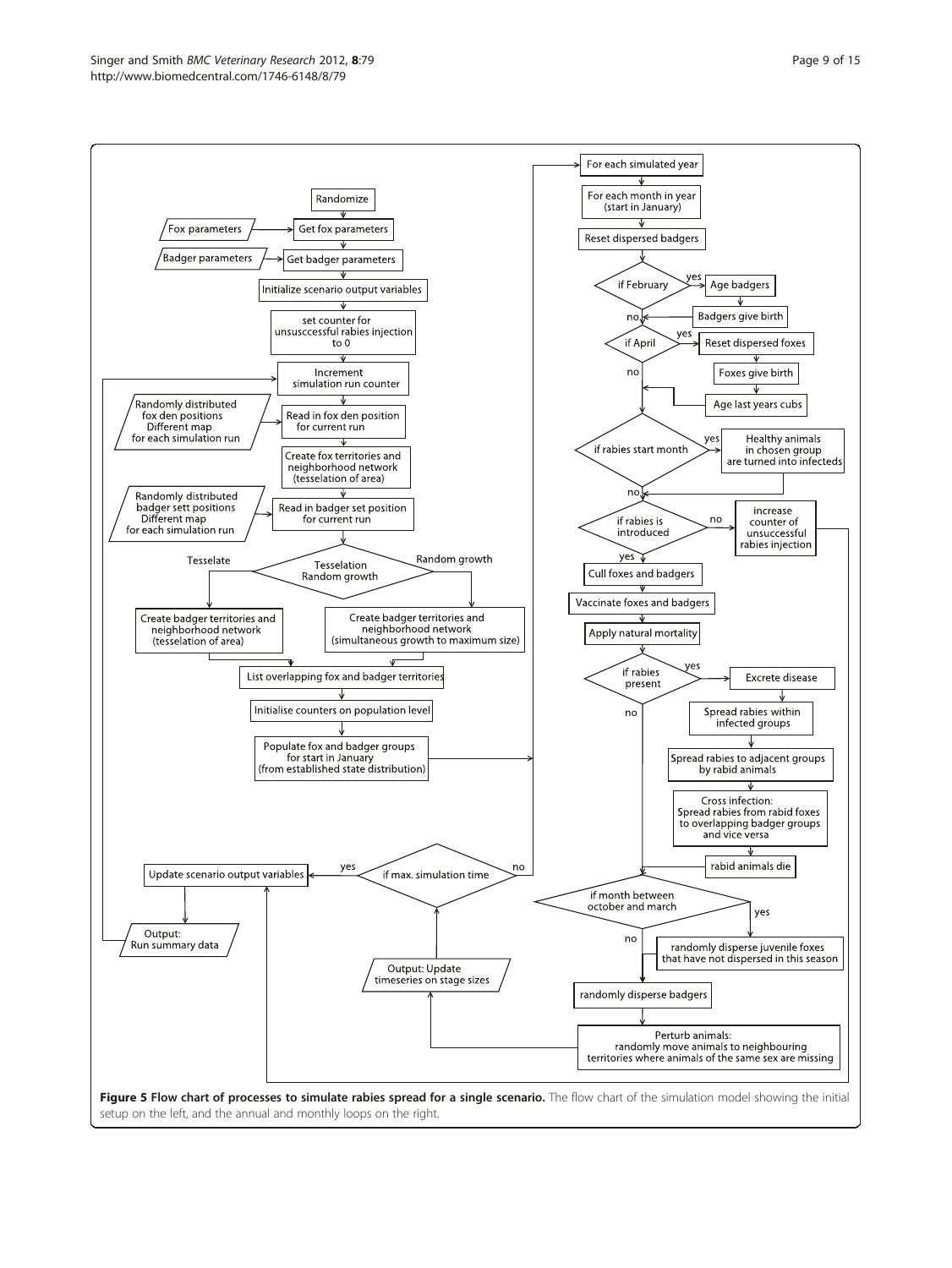**Initial setup**

- Randomize
- Fox parameters → Get fox parameters
- Badger parameters → Get badger parameters
- Initialize scenario output variables
- set counter for unsuccessful rabies injection to 0
- Increment simulation run counter
- Randomly distributed fox den positions. Different map for each simulation run → Read in fox den position for current run
- Create fox territories and neighborhood network (tesselation of area)
- Randomly distributed badger sett positions. Different map for each simulation run → Read in badger set position for current run
- Tesselation / Random growth
  - Tesselate: Create badger territories and neighborhood network (tesselation of area)
  - Random growth: Create badger territories and neighborhood network (simultaneous growth to maximum size)
- List overlapping fox and badger territories
- Initialise counters on population level
- Populate fox and badger groups for start in January (from established state distribution)

**Annual and monthly loops**

- For each simulated year
- For each month in year (start in January)
- Reset dispersed badgers
- if February
  - yes: Age badgers → Badgers give birth
  - no
- if April
  - yes: Reset dispersed foxes → Foxes give birth → Age last years cubs
  - no
- if rabies start month
  - yes: Healthy animals in chosen group are turned into infecteds
  - no
- if rabies is introduced
  - no: increase counter of unsuccessful rabies injection
  - yes: Cull foxes and badgers
- Vaccinate foxes and badgers
- Apply natural mortality
- if rabies present
  - yes: Excrete disease → Spread rabies within infected groups → Spread rabies to adjacent groups by rabid animals → Cross infection: Spread rabies from rabid foxes to overlapping badger groups and vice versa → rabid animals die
  - no
- if month between october and march
  - yes: randomly disperse juvenile foxes that have not dispersed in this season
  - no
- randomly disperse badgers
- Perturb animals: randomly move animals to neighbouring territories where animals of the same sex are missing
- Output: Update timeseries on stage sizes
- if max. simulation time
  - no: (return to For each simulated year)
  - yes: Update scenario output variables → Output: Run summary data → (return to Increment simulation run counter)

**Figure 5 Flow chart of processes to simulate rabies spread for a single scenario.** The flow chart of the simulation model showing the initial setup on the left, and the annual and monthly loops on the right.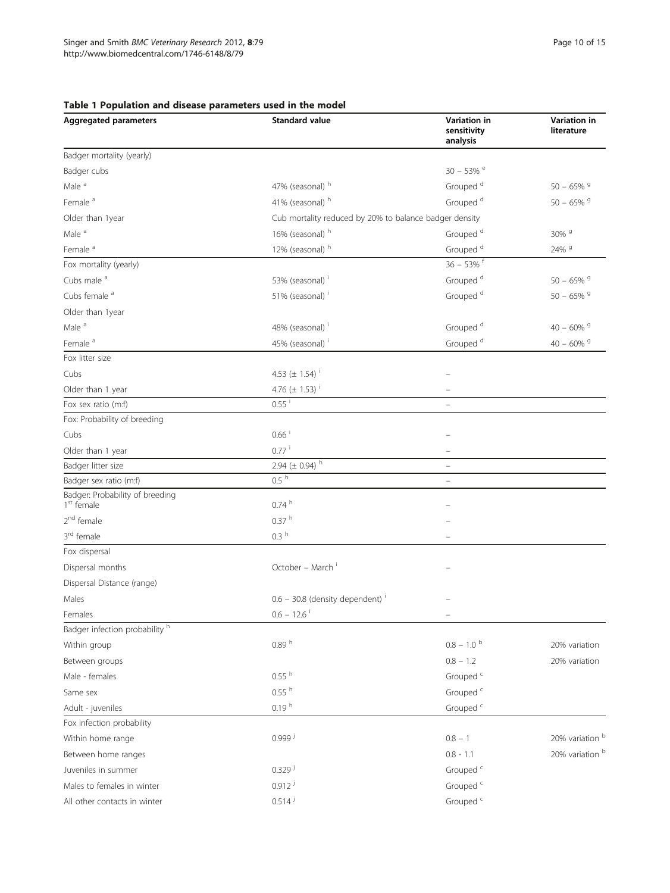**Table 1 Population and disease parameters used in the model**

| Aggregated parameters | Standard value | Variation in sensitivity analysis | Variation in literature |
|---|---|---|---|
| Badger mortality (yearly) | | | |
| Badger cubs | | 30 – 53% [e] | |
| Male [a] | 47% (seasonal) [h] | Grouped [d] | 50 – 65% [g] |
| Female [a] | 41% (seasonal) [h] | Grouped [d] | 50 – 65% [g] |
| Older than 1year | Cub mortality reduced by 20% to balance badger density | | |
| Male [a] | 16% (seasonal) [h] | Grouped [d] | 30% [g] |
| Female [a] | 12% (seasonal) [h] | Grouped [d] | 24% [g] |
| Fox mortality (yearly) | | 36 – 53% [f] | |
| Cubs male [a] | 53% (seasonal) [i] | Grouped [d] | 50 – 65% [g] |
| Cubs female [a] | 51% (seasonal) [i] | Grouped [d] | 50 – 65% [g] |
| Older than 1year | | | |
| Male [a] | 48% (seasonal) [i] | Grouped [d] | 40 – 60% [g] |
| Female [a] | 45% (seasonal) [i] | Grouped [d] | 40 – 60% [g] |
| Fox litter size | | | |
| Cubs | 4.53 (± 1.54) [i] | – | |
| Older than 1 year | 4.76 (± 1.53) [i] | – | |
| Fox sex ratio (m:f) | 0.55 [i] | – | |
| Fox: Probability of breeding | | | |
| Cubs | 0.66 [i] | – | |
| Older than 1 year | 0.77 [i] | – | |
| Badger litter size | 2.94 (± 0.94) [h] | – | |
| Badger sex ratio (m:f) | 0.5 [h] | – | |
| Badger: Probability of breeding 1[st] female | 0.74 [h] | – | |
| 2[nd] female | 0.37 [h] | – | |
| 3[rd] female | 0.3 [h] | – | |
| Fox dispersal | | | |
| Dispersal months | October – March [i] | – | |
| Dispersal Distance (range) | | | |
| Males | 0.6 – 30.8 (density dependent) [i] | – | |
| Females | 0.6 – 12.6 [i] | – | |
| Badger infection probability [h] | | | |
| Within group | 0.89 [h] | 0.8 – 1.0 [b] | 20% variation |
| Between groups | | 0.8 – 1.2 | 20% variation |
| Male - females | 0.55 [h] | Grouped [c] | |
| Same sex | 0.55 [h] | Grouped [c] | |
| Adult - juveniles | 0.19 [h] | Grouped [c] | |
| Fox infection probability | | | |
| Within home range | 0.999 [j] | 0.8 – 1 | 20% variation [b] |
| Between home ranges | | 0.8 - 1.1 | 20% variation [b] |
| Juveniles in summer | 0.329 [j] | Grouped [c] | |
| Males to females in winter | 0.912 [j] | Grouped [c] | |
| All other contacts in winter | 0.514 [j] | Grouped [c] | |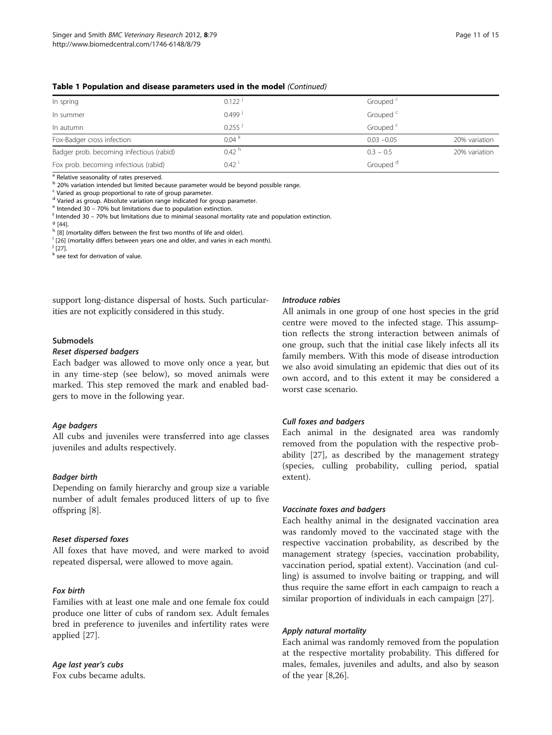**Table 1 Population and disease parameters used in the model** *(Continued)*

| | | | |
|---|---|---|---|
| In spring | 0.122 [j] | Grouped [c] | |
| In summer | 0.499 [j] | Grouped [c] | |
| In autumn | 0.255 [j] | Grouped [c] | |
| Fox-Badger cross infection | 0.04 [k] | 0.03 –0.05 | 20% variation |
| Badger prob. becoming infectious (rabid) | 0.42 [h] | 0.3 – 0.5 | 20% variation |
| Fox prob. becoming infectious (rabid) | 0.42 [i] | Grouped [d] | |

[a] Relative seasonality of rates preserved.
[b] 20% variation intended but limited because parameter would be beyond possible range.
[c] Varied as group proportional to rate of group parameter.
[d] Varied as group. Absolute variation range indicated for group parameter.
[e] Intended 30 – 70% but limitations due to population extinction.
[f] Intended 30 – 70% but limitations due to minimal seasonal mortality rate and population extinction.
[g] [44].
[h] [8] (mortality differs between the first two months of life and older).
[i] [26] (mortality differs between years one and older, and varies in each month).
[j] [27].
[k] see text for derivation of value.

support long-distance dispersal of hosts. Such particularities are not explicitly considered in this study.

### Submodels

#### *Reset dispersed badgers*

Each badger was allowed to move only once a year, but in any time-step (see below), so moved animals were marked. This step removed the mark and enabled badgers to move in the following year.

#### *Age badgers*

All cubs and juveniles were transferred into age classes juveniles and adults respectively.

#### *Badger birth*

Depending on family hierarchy and group size a variable number of adult females produced litters of up to five offspring [8].

#### *Reset dispersed foxes*

All foxes that have moved, and were marked to avoid repeated dispersal, were allowed to move again.

#### *Fox birth*

Families with at least one male and one female fox could produce one litter of cubs of random sex. Adult females bred in preference to juveniles and infertility rates were applied [27].

#### *Age last year's cubs*

Fox cubs became adults.

#### *Introduce rabies*

All animals in one group of one host species in the grid centre were moved to the infected stage. This assumption reflects the strong interaction between animals of one group, such that the initial case likely infects all its family members. With this mode of disease introduction we also avoid simulating an epidemic that dies out of its own accord, and to this extent it may be considered a worst case scenario.

#### *Cull foxes and badgers*

Each animal in the designated area was randomly removed from the population with the respective probability [27], as described by the management strategy (species, culling probability, culling period, spatial extent).

#### *Vaccinate foxes and badgers*

Each healthy animal in the designated vaccination area was randomly moved to the vaccinated stage with the respective vaccination probability, as described by the management strategy (species, vaccination probability, vaccination period, spatial extent). Vaccination (and culling) is assumed to involve baiting or trapping, and will thus require the same effort in each campaign to reach a similar proportion of individuals in each campaign [27].

#### *Apply natural mortality*

Each animal was randomly removed from the population at the respective mortality probability. This differed for males, females, juveniles and adults, and also by season of the year [8,26].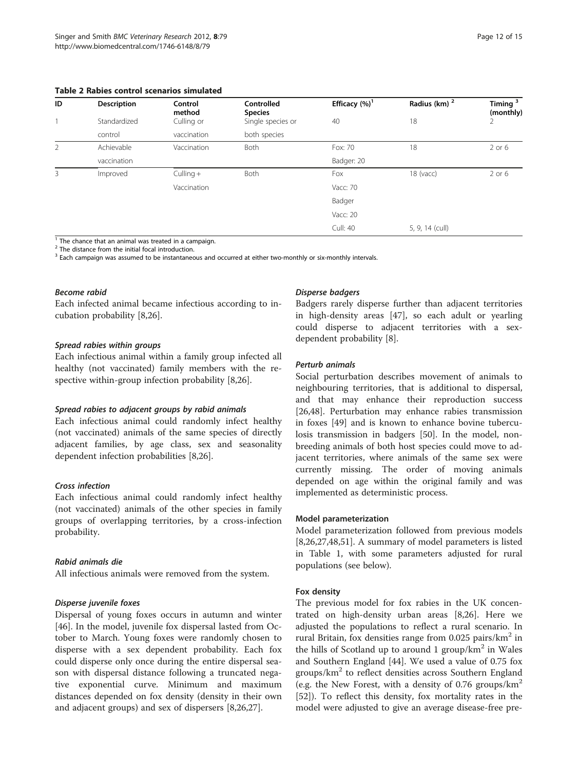**Table 2 Rabies control scenarios simulated**

| ID | Description | Control method | Controlled Species | Efficacy (%)[1] | Radius (km) [2] | Timing [3] (monthly) |
|---|---|---|---|---|---|---|
| 1 | Standardized control | Culling or vaccination | Single species or both species | 40 | 18 | 2 |
| 2 | Achievable vaccination | Vaccination | Both | Fox: 70<br>Badger: 20 | 18 | 2 or 6 |
| 3 | Improved | Culling + Vaccination | Both | Fox<br>Vacc: 70<br>Badger<br>Vacc: 20<br>Cull: 40 | 18 (vacc)<br><br><br><br>5, 9, 14 (cull) | 2 or 6 |

[1] The chance that an animal was treated in a campaign.
[2] The distance from the initial focal introduction.
[3] Each campaign was assumed to be instantaneous and occurred at either two-monthly or six-monthly intervals.

#### *Become rabid*

Each infected animal became infectious according to incubation probability [8,26].

#### *Spread rabies within groups*

Each infectious animal within a family group infected all healthy (not vaccinated) family members with the respective within-group infection probability [8,26].

#### *Spread rabies to adjacent groups by rabid animals*

Each infectious animal could randomly infect healthy (not vaccinated) animals of the same species of directly adjacent families, by age class, sex and seasonality dependent infection probabilities [8,26].

#### *Cross infection*

Each infectious animal could randomly infect healthy (not vaccinated) animals of the other species in family groups of overlapping territories, by a cross-infection probability.

#### *Rabid animals die*

All infectious animals were removed from the system.

#### *Disperse juvenile foxes*

Dispersal of young foxes occurs in autumn and winter [46]. In the model, juvenile fox dispersal lasted from October to March. Young foxes were randomly chosen to disperse with a sex dependent probability. Each fox could disperse only once during the entire dispersal season with dispersal distance following a truncated negative exponential curve. Minimum and maximum distances depended on fox density (density in their own and adjacent groups) and sex of dispersers [8,26,27].

#### *Disperse badgers*

Badgers rarely disperse further than adjacent territories in high-density areas [47], so each adult or yearling could disperse to adjacent territories with a sex-dependent probability [8].

#### *Perturb animals*

Social perturbation describes movement of animals to neighbouring territories, that is additional to dispersal, and that may enhance their reproduction success [26,48]. Perturbation may enhance rabies transmission in foxes [49] and is known to enhance bovine tuberculosis transmission in badgers [50]. In the model, non-breeding animals of both host species could move to adjacent territories, where animals of the same sex were currently missing. The order of moving animals depended on age within the original family and was implemented as deterministic process.

### Model parameterization

Model parameterization followed from previous models [8,26,27,48,51]. A summary of model parameters is listed in Table 1, with some parameters adjusted for rural populations (see below).

### Fox density

The previous model for fox rabies in the UK concentrated on high-density urban areas [8,26]. Here we adjusted the populations to reflect a rural scenario. In rural Britain, fox densities range from 0.025 pairs/km$^2$ in the hills of Scotland up to around 1 group/km$^2$ in Wales and Southern England [44]. We used a value of 0.75 fox groups/km$^2$ to reflect densities across Southern England (e.g. the New Forest, with a density of 0.76 groups/km$^2$ [52]). To reflect this density, fox mortality rates in the model were adjusted to give an average disease-free pre-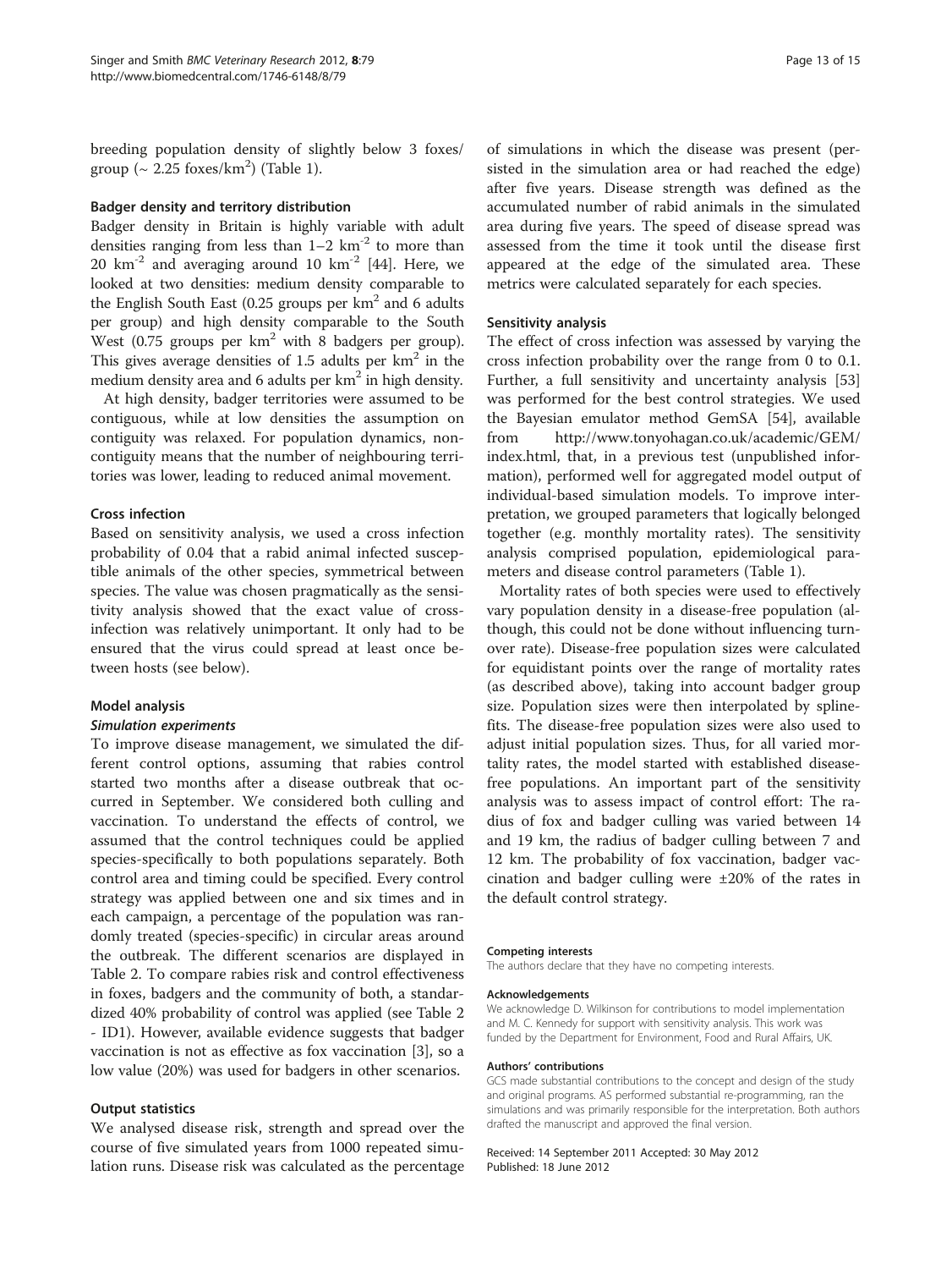breeding population density of slightly below 3 foxes/group (~ 2.25 foxes/km$^2$) (Table 1).

#### Badger density and territory distribution

Badger density in Britain is highly variable with adult densities ranging from less than 1–2 km$^{-2}$ to more than 20 km$^{-2}$ and averaging around 10 km$^{-2}$ [44]. Here, we looked at two densities: medium density comparable to the English South East (0.25 groups per km$^2$ and 6 adults per group) and high density comparable to the South West (0.75 groups per km$^2$ with 8 badgers per group). This gives average densities of 1.5 adults per km$^2$ in the medium density area and 6 adults per km$^2$ in high density.

At high density, badger territories were assumed to be contiguous, while at low densities the assumption on contiguity was relaxed. For population dynamics, non-contiguity means that the number of neighbouring territories was lower, leading to reduced animal movement.

#### Cross infection

Based on sensitivity analysis, we used a cross infection probability of 0.04 that a rabid animal infected susceptible animals of the other species, symmetrical between species. The value was chosen pragmatically as the sensitivity analysis showed that the exact value of cross-infection was relatively unimportant. It only had to be ensured that the virus could spread at least once between hosts (see below).

### Model analysis

#### *Simulation experiments*

To improve disease management, we simulated the different control options, assuming that rabies control started two months after a disease outbreak that occurred in September. We considered both culling and vaccination. To understand the effects of control, we assumed that the control techniques could be applied species-specifically to both populations separately. Both control area and timing could be specified. Every control strategy was applied between one and six times and in each campaign, a percentage of the population was randomly treated (species-specific) in circular areas around the outbreak. The different scenarios are displayed in Table 2. To compare rabies risk and control effectiveness in foxes, badgers and the community of both, a standardized 40% probability of control was applied (see Table 2 - ID1). However, available evidence suggests that badger vaccination is not as effective as fox vaccination [3], so a low value (20%) was used for badgers in other scenarios.

#### Output statistics

We analysed disease risk, strength and spread over the course of five simulated years from 1000 repeated simulation runs. Disease risk was calculated as the percentage of simulations in which the disease was present (persisted in the simulation area or had reached the edge) after five years. Disease strength was defined as the accumulated number of rabid animals in the simulated area during five years. The speed of disease spread was assessed from the time it took until the disease first appeared at the edge of the simulated area. These metrics were calculated separately for each species.

#### Sensitivity analysis

The effect of cross infection was assessed by varying the cross infection probability over the range from 0 to 0.1. Further, a full sensitivity and uncertainty analysis [53] was performed for the best control strategies. We used the Bayesian emulator method GemSA [54], available from http://www.tonyohagan.co.uk/academic/GEM/index.html, that, in a previous test (unpublished information), performed well for aggregated model output of individual-based simulation models. To improve interpretation, we grouped parameters that logically belonged together (e.g. monthly mortality rates). The sensitivity analysis comprised population, epidemiological parameters and disease control parameters (Table 1).

Mortality rates of both species were used to effectively vary population density in a disease-free population (although, this could not be done without influencing turnover rate). Disease-free population sizes were calculated for equidistant points over the range of mortality rates (as described above), taking into account badger group size. Population sizes were then interpolated by spline-fits. The disease-free population sizes were also used to adjust initial population sizes. Thus, for all varied mortality rates, the model started with established disease-free populations. An important part of the sensitivity analysis was to assess impact of control effort: The radius of fox and badger culling was varied between 14 and 19 km, the radius of badger culling between 7 and 12 km. The probability of fox vaccination, badger vaccination and badger culling were ±20% of the rates in the default control strategy.

#### Competing interests

The authors declare that they have no competing interests.

#### Acknowledgements

We acknowledge D. Wilkinson for contributions to model implementation and M. C. Kennedy for support with sensitivity analysis. This work was funded by the Department for Environment, Food and Rural Affairs, UK.

#### Authors' contributions

GCS made substantial contributions to the concept and design of the study and original programs. AS performed substantial re-programming, ran the simulations and was primarily responsible for the interpretation. Both authors drafted the manuscript and approved the final version.

Received: 14 September 2011 Accepted: 30 May 2012
Published: 18 June 2012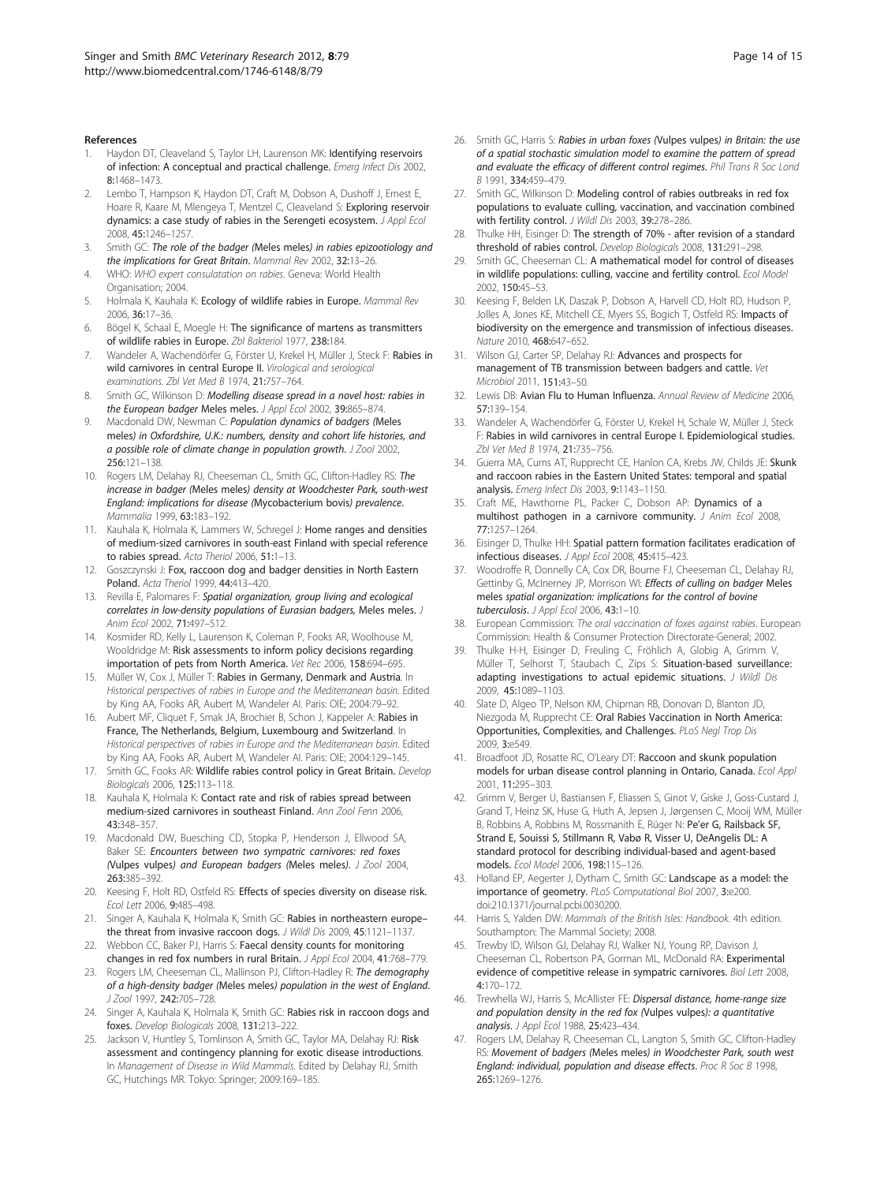## References

1. Haydon DT, Cleaveland S, Taylor LH, Laurenson MK: **Identifying reservoirs of infection: A conceptual and practical challenge.** *Emerg Infect Dis* 2002, **8:**1468–1473.
2. Lembo T, Hampson K, Haydon DT, Craft M, Dobson A, Dushoff J, Ernest E, Hoare R, Kaare M, Mlengeya T, Mentzel C, Cleaveland S: **Exploring reservoir dynamics: a case study of rabies in the Serengeti ecosystem.** *J Appl Ecol* 2008, **45:**1246–1257.
3. Smith GC: ***The role of the badger (*Meles meles*) in rabies epizootiology and the implications for Great Britain.*** *Mammal Rev* 2002, **32:**13–26.
4. WHO: *WHO expert consulatation on rabies*. Geneva: World Health Organisation; 2004.
5. Holmala K, Kauhala K: **Ecology of wildlife rabies in Europe.** *Mammal Rev* 2006, **36:**17–36.
6. Bögel K, Schaal E, Moegle H: **The significance of martens as transmitters of wildlife rabies in Europe.** *Zbl Bakteriol* 1977, **238:**184.
7. Wandeler A, Wachendörfer G, Förster U, Krekel H, Müller J, Steck F: **Rabies in wild carnivores in central Europe II.** *Virological and serological examinations. Zbl Vet Med B* 1974, **21:**757–764.
8. Smith GC, Wilkinson D: ***Modelling disease spread in a novel host: rabies in the European badger* Meles meles.** *J Appl Ecol* 2002, **39:**865–874.
9. Macdonald DW, Newman C: ***Population dynamics of badgers (*Meles meles*) in Oxfordshire, U.K.: numbers, density and cohort life histories, and a possible role of climate change in population growth.*** *J Zool* 2002, **256:**121–138.
10. Rogers LM, Delahay RJ, Cheeseman CL, Smith GC, Clifton-Hadley RS: ***The increase in badger (*Meles meles*) density at Woodchester Park, south-west England: implications for disease (*Mycobacterium bovis*) prevalence.*** *Mammalia* 1999, **63:**183–192.
11. Kauhala K, Holmala K, Lammers W, Schregel J: **Home ranges and densities of medium-sized carnivores in south-east Finland with special reference to rabies spread.** *Acta Theriol* 2006, **51:**1–13.
12. Goszczynski J: **Fox, raccoon dog and badger densities in North Eastern Poland.** *Acta Theriol* 1999, **44:**413–420.
13. Revilla E, Palomares F: ***Spatial organization, group living and ecological correlates in low-density populations of Eurasian badgers,* Meles meles.** *J Anim Ecol* 2002, **71:**497–512.
14. Kosmider RD, Kelly L, Laurenson K, Coleman P, Fooks AR, Woolhouse M, Wooldridge M: **Risk assessments to inform policy decisions regarding importation of pets from North America.** *Vet Rec* 2006, **158:**694–695.
15. Müller W, Cox J, Müller T: **Rabies in Germany, Denmark and Austria**. In *Historical perspectives of rabies in Europe and the Mediterranean basin*. Edited by King AA, Fooks AR, Aubert M, Wandeler AI. Paris: OIE; 2004:79–92.
16. Aubert MF, Cliquet F, Smak JA, Brochier B, Schon J, Kappeler A: **Rabies in France, The Netherlands, Belgium, Luxembourg and Switzerland**. In *Historical perspectives of rabies in Europe and the Mediterranean basin*. Edited by King AA, Fooks AR, Aubert M, Wandeler AI. Paris: OIE; 2004:129–145.
17. Smith GC, Fooks AR: **Wildlife rabies control policy in Great Britain.** *Develop Biologicals* 2006, **125:**113–118.
18. Kauhala K, Holmala K: **Contact rate and risk of rabies spread between medium-sized carnivores in southeast Finland.** *Ann Zool Fenn* 2006, **43:**348–357.
19. Macdonald DW, Buesching CD, Stopka P, Henderson J, Ellwood SA, Baker SE: ***Encounters between two sympatric carnivores: red foxes (*Vulpes vulpes*) and European badgers (*Meles meles*).*** *J Zool* 2004, **263:**385–392.
20. Keesing F, Holt RD, Ostfeld RS: **Effects of species diversity on disease risk.** *Ecol Lett* 2006, **9:**485–498.
21. Singer A, Kauhala K, Holmala K, Smith GC: **Rabies in northeastern europe– the threat from invasive raccoon dogs.** *J Wildl Dis* 2009, **45:**1121–1137.
22. Webbon CC, Baker PJ, Harris S: **Faecal density counts for monitoring changes in red fox numbers in rural Britain.** *J Appl Ecol* 2004, **41:**768–779.
23. Rogers LM, Cheeseman CL, Mallinson PJ, Clifton-Hadley R: ***The demography of a high-density badger (*Meles meles*) population in the west of England.*** *J Zool* 1997, **242:**705–728.
24. Singer A, Kauhala K, Holmala K, Smith GC: **Rabies risk in raccoon dogs and foxes.** *Develop Biologicals* 2008, **131:**213–222.
25. Jackson V, Huntley S, Tomlinson A, Smith GC, Taylor MA, Delahay RJ: **Risk assessment and contingency planning for exotic disease introductions**. In *Management of Disease in Wild Mammals*. Edited by Delahay RJ, Smith GC, Hutchings MR. Tokyo: Springer; 2009:169–185.
26. Smith GC, Harris S: ***Rabies in urban foxes (*Vulpes vulpes*) in Britain: the use of a spatial stochastic simulation model to examine the pattern of spread and evaluate the efficacy of different control regimes.*** *Phil Trans R Soc Lond B* 1991, **334:**459–479.
27. Smith GC, Wilkinson D: **Modeling control of rabies outbreaks in red fox populations to evaluate culling, vaccination, and vaccination combined with fertility control.** *J Wildl Dis* 2003, **39:**278–286.
28. Thulke HH, Eisinger D: **The strength of 70% - after revision of a standard threshold of rabies control.** *Develop Biologicals* 2008, **131:**291–298.
29. Smith GC, Cheeseman CL: **A mathematical model for control of diseases in wildlife populations: culling, vaccine and fertility control.** *Ecol Model* 2002, **150:**45–53.
30. Keesing F, Belden LK, Daszak P, Dobson A, Harvell CD, Holt RD, Hudson P, Jolles A, Jones KE, Mitchell CE, Myers SS, Bogich T, Ostfeld RS: **Impacts of biodiversity on the emergence and transmission of infectious diseases.** *Nature* 2010, **468:**647–652.
31. Wilson GJ, Carter SP, Delahay RJ: **Advances and prospects for management of TB transmission between badgers and cattle.** *Vet Microbiol* 2011, **151:**43–50.
32. Lewis DB: **Avian Flu to Human Influenza.** *Annual Review of Medicine* 2006, **57:**139–154.
33. Wandeler A, Wachendörfer G, Förster U, Krekel H, Schale W, Müller J, Steck F: **Rabies in wild carnivores in central Europe I. Epidemiological studies.** *Zbl Vet Med B* 1974, **21:**735–756.
34. Guerra MA, Curns AT, Rupprecht CE, Hanlon CA, Krebs JW, Childs JE: **Skunk and raccoon rabies in the Eastern United States: temporal and spatial analysis.** *Emerg Infect Dis* 2003, **9:**1143–1150.
35. Craft ME, Hawthorne PL, Packer C, Dobson AP: **Dynamics of a multihost pathogen in a carnivore community.** *J Anim Ecol* 2008, **77:**1257–1264.
36. Eisinger D, Thulke HH: **Spatial pattern formation facilitates eradication of infectious diseases.** *J Appl Ecol* 2008, **45:**415–423.
37. Woodroffe R, Donnelly CA, Cox DR, Bourne FJ, Cheeseman CL, Delahay RJ, Gettinby G, McInerney JP, Morrison WI: ***Effects of culling on badger* Meles meles *spatial organization: implications for the control of bovine tuberculosis.*** *J Appl Ecol* 2006, **43:**1–10.
38. European Commission: *The oral vaccination of foxes against rabies*. European Commission: Health & Consumer Protection Directorate-General; 2002.
39. Thulke H-H, Eisinger D, Freuling C, Fröhlich A, Globig A, Grimm V, Müller T, Selhorst T, Staubach C, Zips S: **Situation-based surveillance: adapting investigations to actual epidemic situations.** *J Wildl Dis* 2009, **45:**1089–1103.
40. Slate D, Algeo TP, Nelson KM, Chipman RB, Donovan D, Blanton JD, Niezgoda M, Rupprecht CE: **Oral Rabies Vaccination in North America: Opportunities, Complexities, and Challenges.** *PLoS Negl Trop Dis* 2009, **3:**e549.
41. Broadfoot JD, Rosatte RC, O'Leary DT: **Raccoon and skunk population models for urban disease control planning in Ontario, Canada.** *Ecol Appl* 2001, **11:**295–303.
42. Grimm V, Berger U, Bastiansen F, Eliassen S, Ginot V, Giske J, Goss-Custard J, Grand T, Heinz SK, Huse G, Huth A, Jepsen J, Jørgensen C, Mooij WM, Müller B, Robbins A, Robbins M, Rossmanith E, Rüger N: **Pe'er G, Railsback SF, Strand E, Souissi S, Stillmann R, Vabø R, Visser U, DeAngelis DL: A standard protocol for describing individual-based and agent-based models.** *Ecol Model* 2006, **198:**115–126.
43. Holland EP, Aegerter J, Dytham C, Smith GC: **Landscape as a model: the importance of geometry.** *PLoS Computational Biol* 2007, **3:**e200. doi:210.1371/journal.pcbi.0030200.
44. Harris S, Yalden DW: *Mammals of the British Isles: Handbook*. 4th edition. Southampton: The Mammal Society; 2008.
45. Trewby ID, Wilson GJ, Delahay RJ, Walker NJ, Young RP, Davison J, Cheeseman CL, Robertson PA, Gorman ML, McDonald RA: **Experimental evidence of competitive release in sympatric carnivores.** *Biol Lett* 2008, **4:**170–172.
46. Trewhella WJ, Harris S, McAllister FE: ***Dispersal distance, home-range size and population density in the red fox (*Vulpes vulpes*): a quantitative analysis.*** *J Appl Ecol* 1988, **25:**423–434.
47. Rogers LM, Delahay R, Cheeseman CL, Langton S, Smith GC, Clifton-Hadley RS: ***Movement of badgers (*Meles meles*) in Woodchester Park, south west England: individual, population and disease effects.*** *Proc R Soc B* 1998, **265:**1269–1276.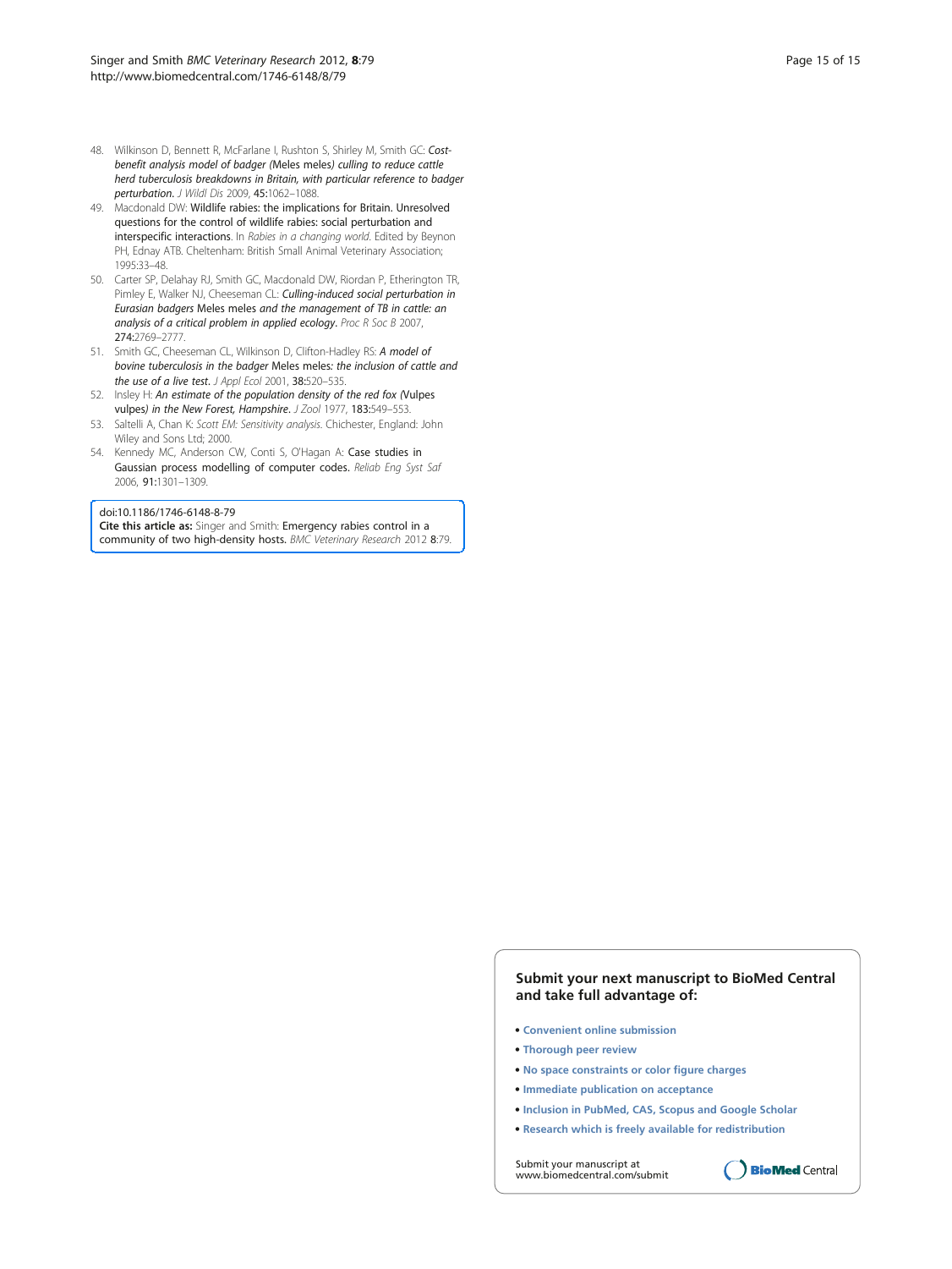48. Wilkinson D, Bennett R, McFarlane I, Rushton S, Shirley M, Smith GC: *Cost-benefit analysis model of badger (*Meles meles*) culling to reduce cattle herd tuberculosis breakdowns in Britain, with particular reference to badger perturbation*. *J Wildl Dis* 2009, **45**:1062–1088.
49. Macdonald DW: **Wildlife rabies: the implications for Britain. Unresolved questions for the control of wildlife rabies: social perturbation and interspecific interactions**. In *Rabies in a changing world*. Edited by Beynon PH, Ednay ATB. Cheltenham: British Small Animal Veterinary Association; 1995:33–48.
50. Carter SP, Delahay RJ, Smith GC, Macdonald DW, Riordan P, Etherington TR, Pimley E, Walker NJ, Cheeseman CL: *Culling-induced social perturbation in Eurasian badgers* Meles meles *and the management of TB in cattle: an analysis of a critical problem in applied ecology*. *Proc R Soc B* 2007, **274**:2769–2777.
51. Smith GC, Cheeseman CL, Wilkinson D, Clifton-Hadley RS: *A model of bovine tuberculosis in the badger* Meles meles*: the inclusion of cattle and the use of a live test*. *J Appl Ecol* 2001, **38**:520–535.
52. Insley H: *An estimate of the population density of the red fox (*Vulpes vulpes*) in the New Forest, Hampshire*. *J Zool* 1977, **183**:549–553.
53. Saltelli A, Chan K: *Scott EM: Sensitivity analysis*. Chichester, England: John Wiley and Sons Ltd; 2000.
54. Kennedy MC, Anderson CW, Conti S, O'Hagan A: **Case studies in Gaussian process modelling of computer codes**. *Reliab Eng Syst Saf* 2006, **91**:1301–1309.

doi:10.1186/1746-6148-8-79
**Cite this article as:** Singer and Smith: **Emergency rabies control in a community of two high-density hosts**. *BMC Veterinary Research* 2012 **8**:79.

**Submit your next manuscript to BioMed Central and take full advantage of:**

- **Convenient online submission**
- **Thorough peer review**
- **No space constraints or color figure charges**
- **Immediate publication on acceptance**
- **Inclusion in PubMed, CAS, Scopus and Google Scholar**
- **Research which is freely available for redistribution**

Submit your manuscript at
www.biomedcentral.com/submit

BioMed Central